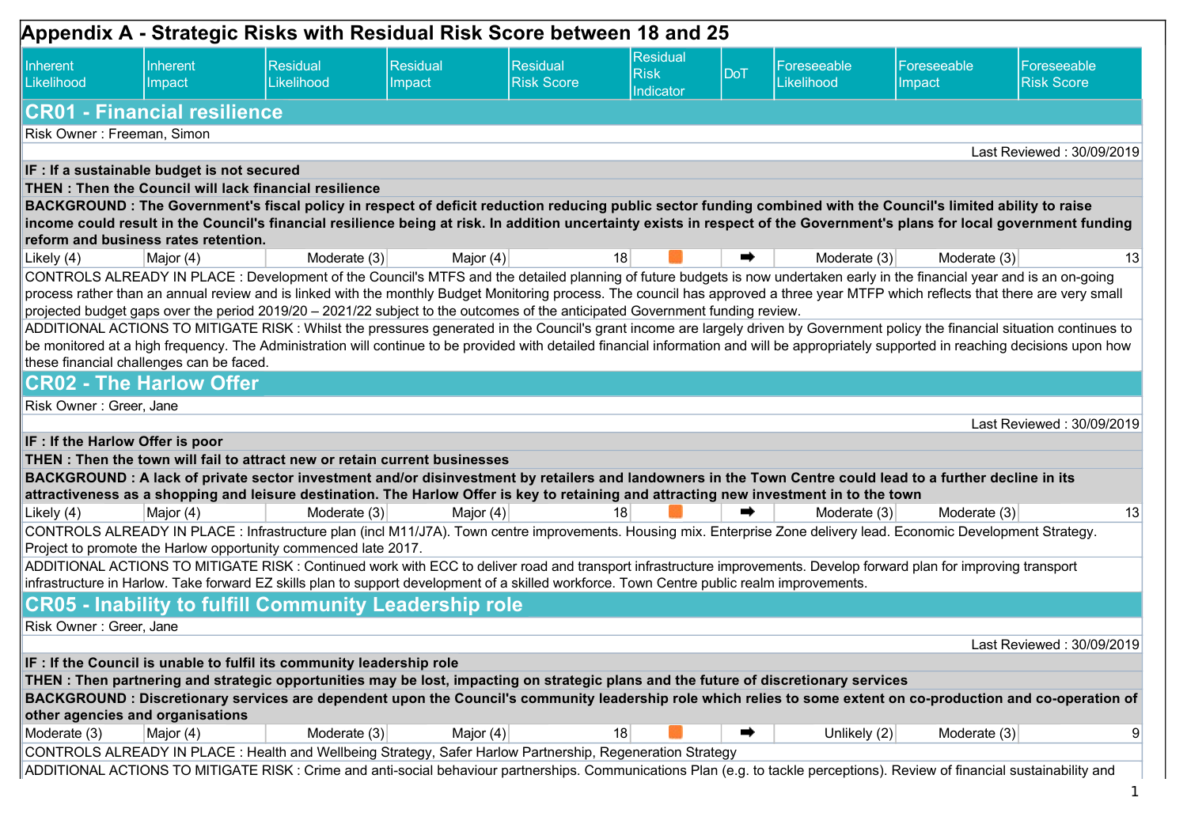# Appendix A - Strategic Risks with Residual Risk Score between 18 and 25

| Inherent Likelihood | Inherent Impact | Residual Likelihood | Residual Impact | Residual Risk Score | Residual Risk Indicator | DoT | Foreseeable Likelihood | Foreseeable Impact | Foreseeable Risk Score |
|---|---|---|---|---|---|---|---|---|---|

## CR01 - Financial resilience

Risk Owner : Freeman, Simon

Last Reviewed : 30/09/2019

**IF : If a sustainable budget is not secured**

**THEN : Then the Council will lack financial resilience**

**BACKGROUND : The Government's fiscal policy in respect of deficit reduction reducing public sector funding combined with the Council's limited ability to raise income could result in the Council's financial resilience being at risk. In addition uncertainty exists in respect of the Government's plans for local government funding reform and business rates retention.**

| Inherent Likelihood | Inherent Impact | Residual Likelihood | Residual Impact | Residual Risk Score | Residual Risk Indicator | DoT | Foreseeable Likelihood | Foreseeable Impact | Foreseeable Risk Score |
|---|---|---|---|---|---|---|---|---|---|
| Likely (4) | Major (4) | Moderate (3) | Major (4) | 18 | ■ | ➡ | Moderate (3) | Moderate (3) | 13 |

CONTROLS ALREADY IN PLACE : Development of the Council's MTFS and the detailed planning of future budgets is now undertaken early in the financial year and is an on-going process rather than an annual review and is linked with the monthly Budget Monitoring process. The council has approved a three year MTFP which reflects that there are very small projected budget gaps over the period 2019/20 – 2021/22 subject to the outcomes of the anticipated Government funding review.

ADDITIONAL ACTIONS TO MITIGATE RISK : Whilst the pressures generated in the Council's grant income are largely driven by Government policy the financial situation continues to be monitored at a high frequency. The Administration will continue to be provided with detailed financial information and will be appropriately supported in reaching decisions upon how these financial challenges can be faced.

## CR02 - The Harlow Offer

Risk Owner : Greer, Jane

Last Reviewed : 30/09/2019

**IF : If the Harlow Offer is poor**

**THEN : Then the town will fail to attract new or retain current businesses**

**BACKGROUND : A lack of private sector investment and/or disinvestment by retailers and landowners in the Town Centre could lead to a further decline in its attractiveness as a shopping and leisure destination. The Harlow Offer is key to retaining and attracting new investment in to the town**

| Inherent Likelihood | Inherent Impact | Residual Likelihood | Residual Impact | Residual Risk Score | Residual Risk Indicator | DoT | Foreseeable Likelihood | Foreseeable Impact | Foreseeable Risk Score |
|---|---|---|---|---|---|---|---|---|---|
| Likely (4) | Major (4) | Moderate (3) | Major (4) | 18 | ■ | ➡ | Moderate (3) | Moderate (3) | 13 |

CONTROLS ALREADY IN PLACE : Infrastructure plan (incl M11/J7A). Town centre improvements. Housing mix. Enterprise Zone delivery lead. Economic Development Strategy. Project to promote the Harlow opportunity commenced late 2017.

ADDITIONAL ACTIONS TO MITIGATE RISK : Continued work with ECC to deliver road and transport infrastructure improvements. Develop forward plan for improving transport infrastructure in Harlow. Take forward EZ skills plan to support development of a skilled workforce. Town Centre public realm improvements.

## CR05 - Inability to fulfill Community Leadership role

Risk Owner : Greer, Jane

Last Reviewed : 30/09/2019

**IF : If the Council is unable to fulfil its community leadership role**

**THEN : Then partnering and strategic opportunities may be lost, impacting on strategic plans and the future of discretionary services**

**BACKGROUND : Discretionary services are dependent upon the Council's community leadership role which relies to some extent on co-production and co-operation of other agencies and organisations**

| Inherent Likelihood | Inherent Impact | Residual Likelihood | Residual Impact | Residual Risk Score | Residual Risk Indicator | DoT | Foreseeable Likelihood | Foreseeable Impact | Foreseeable Risk Score |
|---|---|---|---|---|---|---|---|---|---|
| Moderate (3) | Major (4) | Moderate (3) | Major (4) | 18 | ■ | ➡ | Unlikely (2) | Moderate (3) | 9 |

CONTROLS ALREADY IN PLACE : Health and Wellbeing Strategy, Safer Harlow Partnership, Regeneration Strategy

ADDITIONAL ACTIONS TO MITIGATE RISK : Crime and anti-social behaviour partnerships. Communications Plan (e.g. to tackle perceptions). Review of financial sustainability and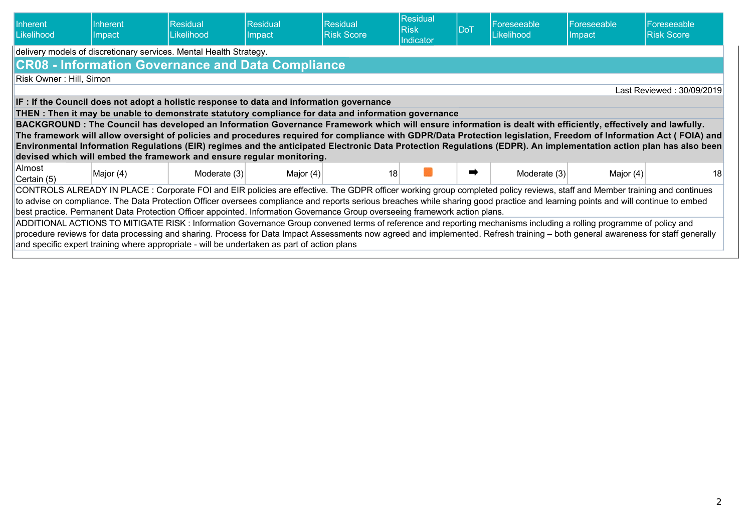| Inherent Likelihood | Inherent Impact | Residual Likelihood | Residual Impact | Residual Risk Score | Residual Risk Indicator | DoT | Foreseeable Likelihood | Foreseeable Impact | Foreseeable Risk Score |
|---|---|---|---|---|---|---|---|---|---|

delivery models of discretionary services. Mental Health Strategy.

## CR08 - Information Governance and Data Compliance

Risk Owner : Hill, Simon

Last Reviewed : 30/09/2019

**IF : If the Council does not adopt a holistic response to data and information governance**

**THEN : Then it may be unable to demonstrate statutory compliance for data and information governance**

**BACKGROUND : The Council has developed an Information Governance Framework which will ensure information is dealt with efficiently, effectively and lawfully. The framework will allow oversight of policies and procedures required for compliance with GDPR/Data Protection legislation, Freedom of Information Act ( FOIA) and Environmental Information Regulations (EIR) regimes and the anticipated Electronic Data Protection Regulations (EDPR). An implementation action plan has also been devised which will embed the framework and ensure regular monitoring.**

| Inherent Likelihood | Inherent Impact | Residual Likelihood | Residual Impact | Residual Risk Score | Residual Risk Indicator | DoT | Foreseeable Likelihood | Foreseeable Impact | Foreseeable Risk Score |
|---|---|---|---|---|---|---|---|---|---|
| Almost Certain (5) | Major (4) | Moderate (3) | Major (4) | 18 | ■ | ➡ | Moderate (3) | Major (4) | 18 |

CONTROLS ALREADY IN PLACE : Corporate FOI and EIR policies are effective. The GDPR officer working group completed policy reviews, staff and Member training and continues to advise on compliance. The Data Protection Officer oversees compliance and reports serious breaches while sharing good practice and learning points and will continue to embed best practice. Permanent Data Protection Officer appointed. Information Governance Group overseeing framework action plans.

ADDITIONAL ACTIONS TO MITIGATE RISK : Information Governance Group convened terms of reference and reporting mechanisms including a rolling programme of policy and procedure reviews for data processing and sharing. Process for Data Impact Assessments now agreed and implemented. Refresh training – both general awareness for staff generally and specific expert training where appropriate - will be undertaken as part of action plans